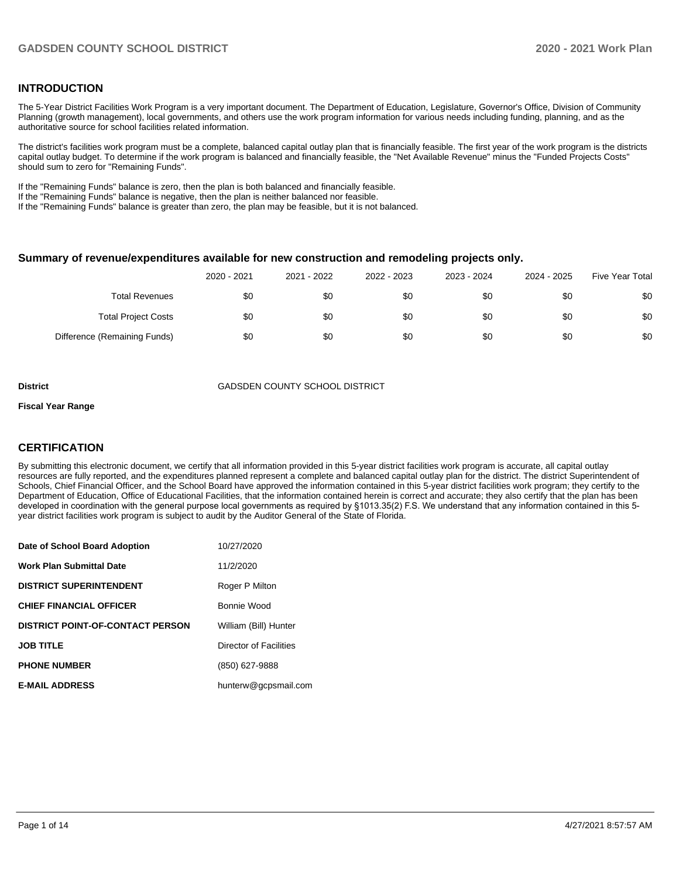## INTRODUCTION

The 5-Year District Facilities Work Program is a very important document. The Department of Education, Legislature, Governor's Office, Division of Community Planning (growth management), local governments, and others use the work program information for various needs including funding, planning, and as the authoritative source for school facilities related information.

The district's facilities work program must be a complete, balanced capital outlay plan that is financially feasible. The first year of the work program is the districts capital outlay budget. To determine if the work program is balanced and financially feasible, the "Net Available Revenue" minus the "Funded Projects Costs" should sum to zero for "Remaining Funds".

If the "Remaining Funds" balance is zero, then the plan is both balanced and financially feasible.
If the "Remaining Funds" balance is negative, then the plan is neither balanced nor feasible.
If the "Remaining Funds" balance is greater than zero, the plan may be feasible, but it is not balanced.

### Summary of revenue/expenditures available for new construction and remodeling projects only.

| | 2020 - 2021 | 2021 - 2022 | 2022 - 2023 | 2023 - 2024 | 2024 - 2025 | Five Year Total |
|---|---|---|---|---|---|---|
| Total Revenues | $0 | $0 | $0 | $0 | $0 | $0 |
| Total Project Costs | $0 | $0 | $0 | $0 | $0 | $0 |
| Difference (Remaining Funds) | $0 | $0 | $0 | $0 | $0 | $0 |

**District** GADSDEN COUNTY SCHOOL DISTRICT

**Fiscal Year Range**

## CERTIFICATION

By submitting this electronic document, we certify that all information provided in this 5-year district facilities work program is accurate, all capital outlay resources are fully reported, and the expenditures planned represent a complete and balanced capital outlay plan for the district. The district Superintendent of Schools, Chief Financial Officer, and the School Board have approved the information contained in this 5-year district facilities work program; they certify to the Department of Education, Office of Educational Facilities, that the information contained herein is correct and accurate; they also certify that the plan has been developed in coordination with the general purpose local governments as required by §1013.35(2) F.S. We understand that any information contained in this 5-year district facilities work program is subject to audit by the Auditor General of the State of Florida.

| | |
|---|---|
| **Date of School Board Adoption** | 10/27/2020 |
| **Work Plan Submittal Date** | 11/2/2020 |
| **DISTRICT SUPERINTENDENT** | Roger P Milton |
| **CHIEF FINANCIAL OFFICER** | Bonnie Wood |
| **DISTRICT POINT-OF-CONTACT PERSON** | William (Bill) Hunter |
| **JOB TITLE** | Director of Facilities |
| **PHONE NUMBER** | (850) 627-9888 |
| **E-MAIL ADDRESS** | hunterw@gcpsmail.com |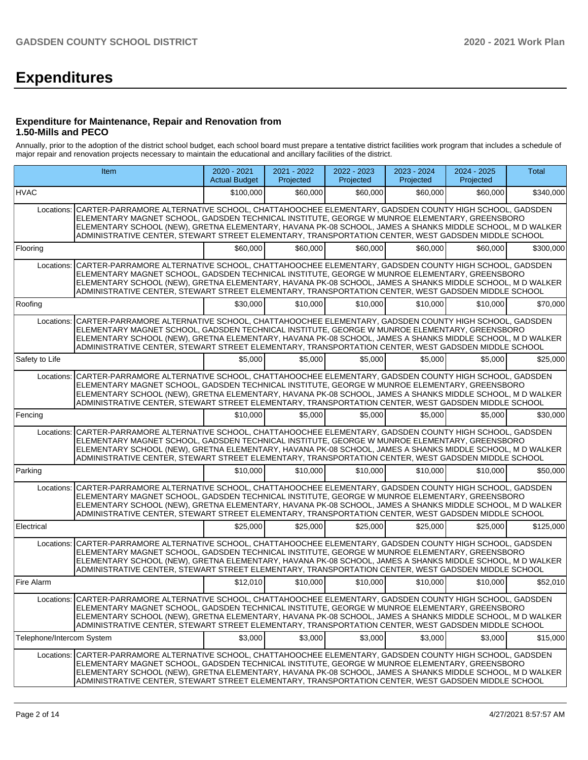# Expenditures

### Expenditure for Maintenance, Repair and Renovation from 1.50-Mills and PECO

Annually, prior to the adoption of the district school budget, each school board must prepare a tentative district facilities work program that includes a schedule of major repair and renovation projects necessary to maintain the educational and ancillary facilities of the district.

| Item | | 2020 - 2021 Actual Budget | 2021 - 2022 Projected | 2022 - 2023 Projected | 2023 - 2024 Projected | 2024 - 2025 Projected | Total |
|---|---|---|---|---|---|---|---|
| HVAC | | $100,000 | $60,000 | $60,000 | $60,000 | $60,000 | $340,000 |
| Locations: | CARTER-PARRAMORE ALTERNATIVE SCHOOL, CHATTAHOOCHEE ELEMENTARY, GADSDEN COUNTY HIGH SCHOOL, GADSDEN ELEMENTARY MAGNET SCHOOL, GADSDEN TECHNICAL INSTITUTE, GEORGE W MUNROE ELEMENTARY, GREENSBORO ELEMENTARY SCHOOL (NEW), GRETNA ELEMENTARY, HAVANA PK-08 SCHOOL, JAMES A SHANKS MIDDLE SCHOOL, M D WALKER ADMINISTRATIVE CENTER, STEWART STREET ELEMENTARY, TRANSPORTATION CENTER, WEST GADSDEN MIDDLE SCHOOL | | | | | | |
| Flooring | | $60,000 | $60,000 | $60,000 | $60,000 | $60,000 | $300,000 |
| Locations: | CARTER-PARRAMORE ALTERNATIVE SCHOOL, CHATTAHOOCHEE ELEMENTARY, GADSDEN COUNTY HIGH SCHOOL, GADSDEN ELEMENTARY MAGNET SCHOOL, GADSDEN TECHNICAL INSTITUTE, GEORGE W MUNROE ELEMENTARY, GREENSBORO ELEMENTARY SCHOOL (NEW), GRETNA ELEMENTARY, HAVANA PK-08 SCHOOL, JAMES A SHANKS MIDDLE SCHOOL, M D WALKER ADMINISTRATIVE CENTER, STEWART STREET ELEMENTARY, TRANSPORTATION CENTER, WEST GADSDEN MIDDLE SCHOOL | | | | | | |
| Roofing | | $30,000 | $10,000 | $10,000 | $10,000 | $10,000 | $70,000 |
| Locations: | CARTER-PARRAMORE ALTERNATIVE SCHOOL, CHATTAHOOCHEE ELEMENTARY, GADSDEN COUNTY HIGH SCHOOL, GADSDEN ELEMENTARY MAGNET SCHOOL, GADSDEN TECHNICAL INSTITUTE, GEORGE W MUNROE ELEMENTARY, GREENSBORO ELEMENTARY SCHOOL (NEW), GRETNA ELEMENTARY, HAVANA PK-08 SCHOOL, JAMES A SHANKS MIDDLE SCHOOL, M D WALKER ADMINISTRATIVE CENTER, STEWART STREET ELEMENTARY, TRANSPORTATION CENTER, WEST GADSDEN MIDDLE SCHOOL | | | | | | |
| Safety to Life | | $5,000 | $5,000 | $5,000 | $5,000 | $5,000 | $25,000 |
| Locations: | CARTER-PARRAMORE ALTERNATIVE SCHOOL, CHATTAHOOCHEE ELEMENTARY, GADSDEN COUNTY HIGH SCHOOL, GADSDEN ELEMENTARY MAGNET SCHOOL, GADSDEN TECHNICAL INSTITUTE, GEORGE W MUNROE ELEMENTARY, GREENSBORO ELEMENTARY SCHOOL (NEW), GRETNA ELEMENTARY, HAVANA PK-08 SCHOOL, JAMES A SHANKS MIDDLE SCHOOL, M D WALKER ADMINISTRATIVE CENTER, STEWART STREET ELEMENTARY, TRANSPORTATION CENTER, WEST GADSDEN MIDDLE SCHOOL | | | | | | |
| Fencing | | $10,000 | $5,000 | $5,000 | $5,000 | $5,000 | $30,000 |
| Locations: | CARTER-PARRAMORE ALTERNATIVE SCHOOL, CHATTAHOOCHEE ELEMENTARY, GADSDEN COUNTY HIGH SCHOOL, GADSDEN ELEMENTARY MAGNET SCHOOL, GADSDEN TECHNICAL INSTITUTE, GEORGE W MUNROE ELEMENTARY, GREENSBORO ELEMENTARY SCHOOL (NEW), GRETNA ELEMENTARY, HAVANA PK-08 SCHOOL, JAMES A SHANKS MIDDLE SCHOOL, M D WALKER ADMINISTRATIVE CENTER, STEWART STREET ELEMENTARY, TRANSPORTATION CENTER, WEST GADSDEN MIDDLE SCHOOL | | | | | | |
| Parking | | $10,000 | $10,000 | $10,000 | $10,000 | $10,000 | $50,000 |
| Locations: | CARTER-PARRAMORE ALTERNATIVE SCHOOL, CHATTAHOOCHEE ELEMENTARY, GADSDEN COUNTY HIGH SCHOOL, GADSDEN ELEMENTARY MAGNET SCHOOL, GADSDEN TECHNICAL INSTITUTE, GEORGE W MUNROE ELEMENTARY, GREENSBORO ELEMENTARY SCHOOL (NEW), GRETNA ELEMENTARY, HAVANA PK-08 SCHOOL, JAMES A SHANKS MIDDLE SCHOOL, M D WALKER ADMINISTRATIVE CENTER, STEWART STREET ELEMENTARY, TRANSPORTATION CENTER, WEST GADSDEN MIDDLE SCHOOL | | | | | | |
| Electrical | | $25,000 | $25,000 | $25,000 | $25,000 | $25,000 | $125,000 |
| Locations: | CARTER-PARRAMORE ALTERNATIVE SCHOOL, CHATTAHOOCHEE ELEMENTARY, GADSDEN COUNTY HIGH SCHOOL, GADSDEN ELEMENTARY MAGNET SCHOOL, GADSDEN TECHNICAL INSTITUTE, GEORGE W MUNROE ELEMENTARY, GREENSBORO ELEMENTARY SCHOOL (NEW), GRETNA ELEMENTARY, HAVANA PK-08 SCHOOL, JAMES A SHANKS MIDDLE SCHOOL, M D WALKER ADMINISTRATIVE CENTER, STEWART STREET ELEMENTARY, TRANSPORTATION CENTER, WEST GADSDEN MIDDLE SCHOOL | | | | | | |
| Fire Alarm | | $12,010 | $10,000 | $10,000 | $10,000 | $10,000 | $52,010 |
| Locations: | CARTER-PARRAMORE ALTERNATIVE SCHOOL, CHATTAHOOCHEE ELEMENTARY, GADSDEN COUNTY HIGH SCHOOL, GADSDEN ELEMENTARY MAGNET SCHOOL, GADSDEN TECHNICAL INSTITUTE, GEORGE W MUNROE ELEMENTARY, GREENSBORO ELEMENTARY SCHOOL (NEW), GRETNA ELEMENTARY, HAVANA PK-08 SCHOOL, JAMES A SHANKS MIDDLE SCHOOL, M D WALKER ADMINISTRATIVE CENTER, STEWART STREET ELEMENTARY, TRANSPORTATION CENTER, WEST GADSDEN MIDDLE SCHOOL | | | | | | |
| Telephone/Intercom System | | $3,000 | $3,000 | $3,000 | $3,000 | $3,000 | $15,000 |
| Locations: | CARTER-PARRAMORE ALTERNATIVE SCHOOL, CHATTAHOOCHEE ELEMENTARY, GADSDEN COUNTY HIGH SCHOOL, GADSDEN ELEMENTARY MAGNET SCHOOL, GADSDEN TECHNICAL INSTITUTE, GEORGE W MUNROE ELEMENTARY, GREENSBORO ELEMENTARY SCHOOL (NEW), GRETNA ELEMENTARY, HAVANA PK-08 SCHOOL, JAMES A SHANKS MIDDLE SCHOOL, M D WALKER ADMINISTRATIVE CENTER, STEWART STREET ELEMENTARY, TRANSPORTATION CENTER, WEST GADSDEN MIDDLE SCHOOL | | | | | | |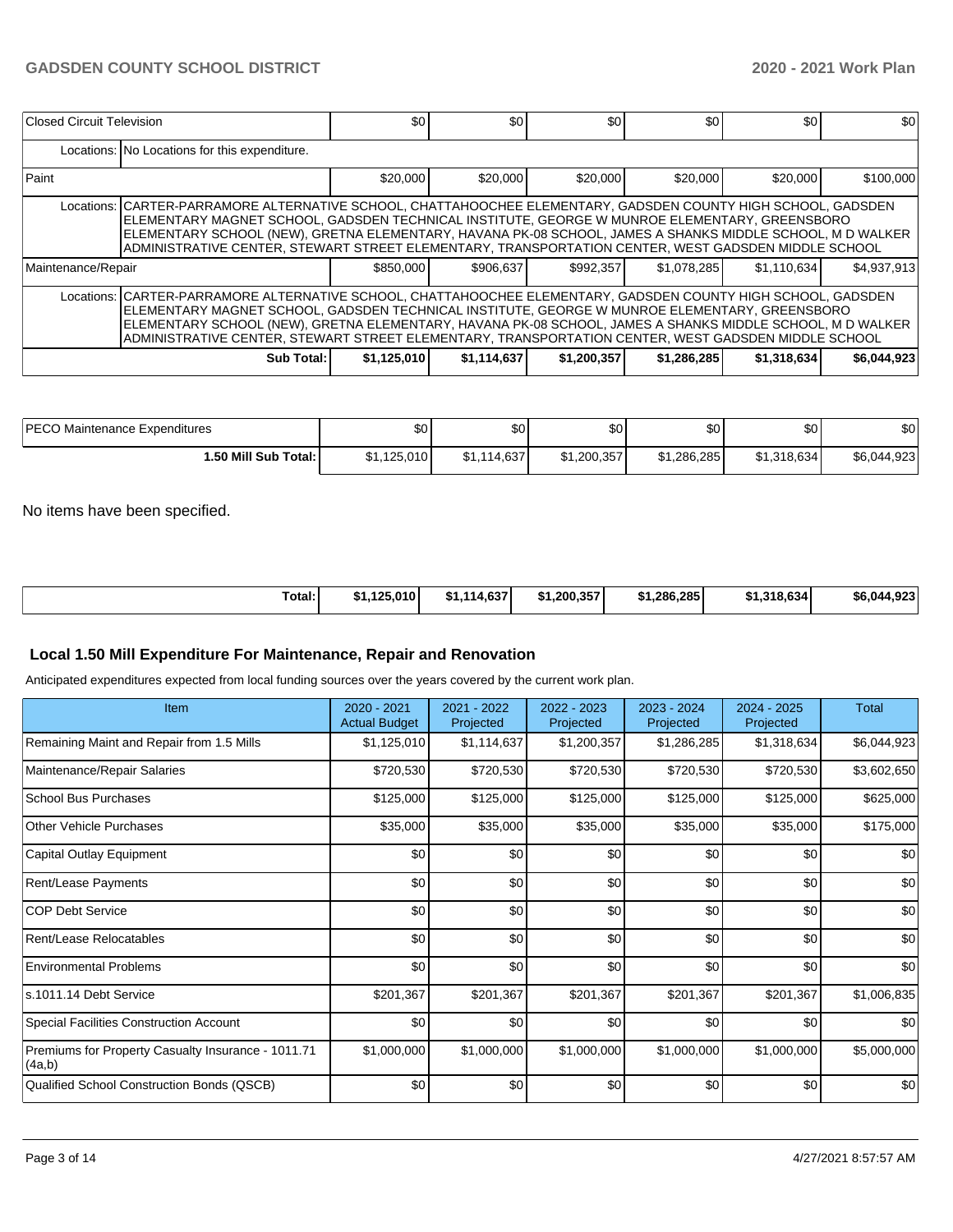| Closed Circuit Television | | $0 | $0 | $0 | $0 | $0 | $0 |
|---|---|---|---|---|---|---|---|
| | Locations: | No Locations for this expenditure. | | | | | |
| Paint | | $20,000 | $20,000 | $20,000 | $20,000 | $20,000 | $100,000 |
| | Locations: | CARTER-PARRAMORE ALTERNATIVE SCHOOL, CHATTAHOOCHEE ELEMENTARY, GADSDEN COUNTY HIGH SCHOOL, GADSDEN ELEMENTARY MAGNET SCHOOL, GADSDEN TECHNICAL INSTITUTE, GEORGE W MUNROE ELEMENTARY, GREENSBORO ELEMENTARY SCHOOL (NEW), GRETNA ELEMENTARY, HAVANA PK-08 SCHOOL, JAMES A SHANKS MIDDLE SCHOOL, M D WALKER ADMINISTRATIVE CENTER, STEWART STREET ELEMENTARY, TRANSPORTATION CENTER, WEST GADSDEN MIDDLE SCHOOL | | | | | |
| Maintenance/Repair | | $850,000 | $906,637 | $992,357 | $1,078,285 | $1,110,634 | $4,937,913 |
| | Locations: | CARTER-PARRAMORE ALTERNATIVE SCHOOL, CHATTAHOOCHEE ELEMENTARY, GADSDEN COUNTY HIGH SCHOOL, GADSDEN ELEMENTARY MAGNET SCHOOL, GADSDEN TECHNICAL INSTITUTE, GEORGE W MUNROE ELEMENTARY, GREENSBORO ELEMENTARY SCHOOL (NEW), GRETNA ELEMENTARY, HAVANA PK-08 SCHOOL, JAMES A SHANKS MIDDLE SCHOOL, M D WALKER ADMINISTRATIVE CENTER, STEWART STREET ELEMENTARY, TRANSPORTATION CENTER, WEST GADSDEN MIDDLE SCHOOL | | | | | |
| | **Sub Total:** | **$1,125,010** | **$1,114,637** | **$1,200,357** | **$1,286,285** | **$1,318,634** | **$6,044,923** |

| PECO Maintenance Expenditures | $0 | $0 | $0 | $0 | $0 | $0 |
|---|---|---|---|---|---|---|
| **1.50 Mill Sub Total:** | $1,125,010 | $1,114,637 | $1,200,357 | $1,286,285 | $1,318,634 | $6,044,923 |

No items have been specified.

| **Total:** | **$1,125,010** | **$1,114,637** | **$1,200,357** | **$1,286,285** | **$1,318,634** | **$6,044,923** |
|---|---|---|---|---|---|---|

## Local 1.50 Mill Expenditure For Maintenance, Repair and Renovation

Anticipated expenditures expected from local funding sources over the years covered by the current work plan.

| Item | 2020 - 2021 Actual Budget | 2021 - 2022 Projected | 2022 - 2023 Projected | 2023 - 2024 Projected | 2024 - 2025 Projected | Total |
|---|---|---|---|---|---|---|
| Remaining Maint and Repair from 1.5 Mills | $1,125,010 | $1,114,637 | $1,200,357 | $1,286,285 | $1,318,634 | $6,044,923 |
| Maintenance/Repair Salaries | $720,530 | $720,530 | $720,530 | $720,530 | $720,530 | $3,602,650 |
| School Bus Purchases | $125,000 | $125,000 | $125,000 | $125,000 | $125,000 | $625,000 |
| Other Vehicle Purchases | $35,000 | $35,000 | $35,000 | $35,000 | $35,000 | $175,000 |
| Capital Outlay Equipment | $0 | $0 | $0 | $0 | $0 | $0 |
| Rent/Lease Payments | $0 | $0 | $0 | $0 | $0 | $0 |
| COP Debt Service | $0 | $0 | $0 | $0 | $0 | $0 |
| Rent/Lease Relocatables | $0 | $0 | $0 | $0 | $0 | $0 |
| Environmental Problems | $0 | $0 | $0 | $0 | $0 | $0 |
| s.1011.14 Debt Service | $201,367 | $201,367 | $201,367 | $201,367 | $201,367 | $1,006,835 |
| Special Facilities Construction Account | $0 | $0 | $0 | $0 | $0 | $0 |
| Premiums for Property Casualty Insurance - 1011.71 (4a,b) | $1,000,000 | $1,000,000 | $1,000,000 | $1,000,000 | $1,000,000 | $5,000,000 |
| Qualified School Construction Bonds (QSCB) | $0 | $0 | $0 | $0 | $0 | $0 |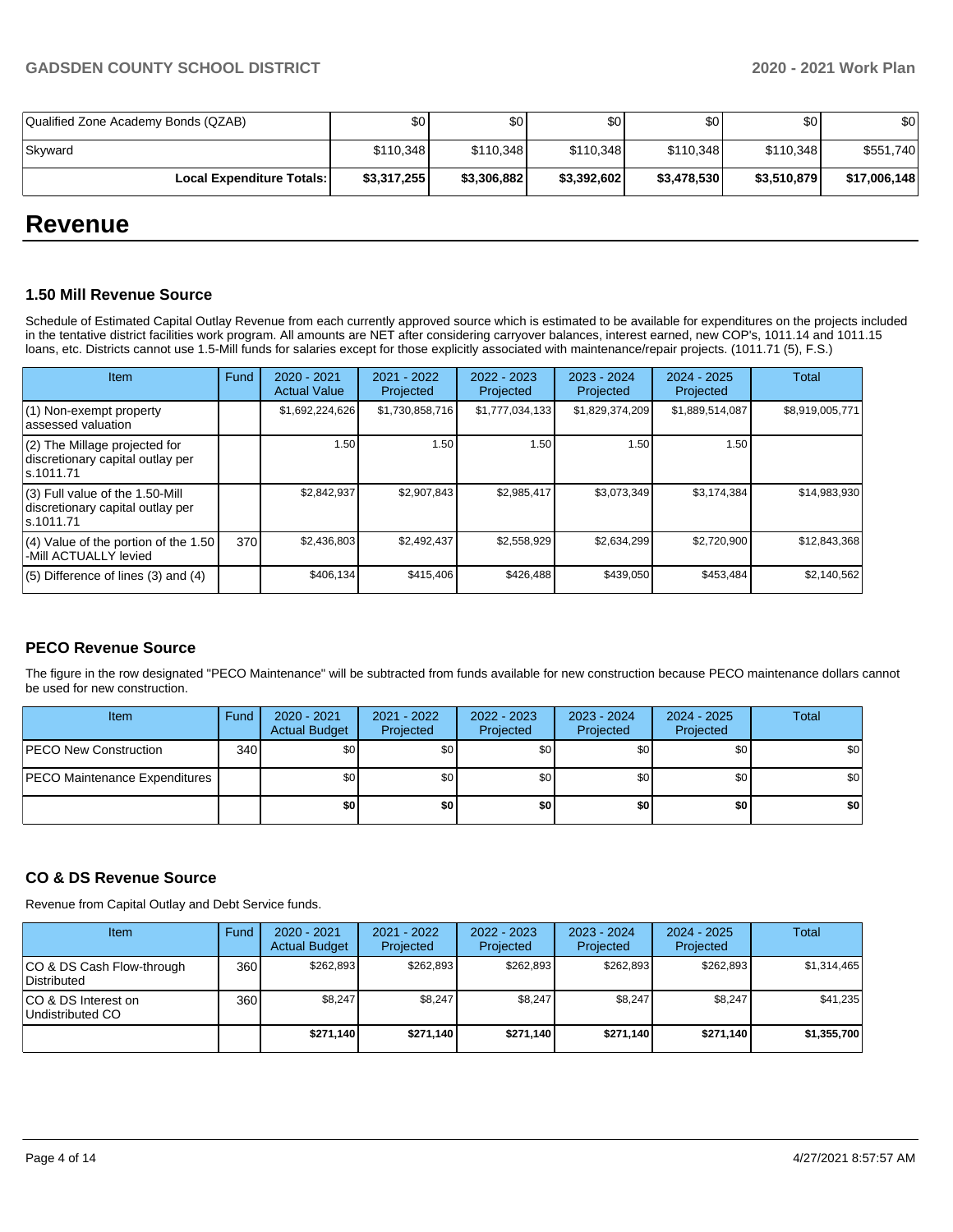| Qualified Zone Academy Bonds (QZAB) | $0 | $0 | $0 | $0 | $0 | $0 |
|---|---|---|---|---|---|---|
| Skyward | $110,348 | $110,348 | $110,348 | $110,348 | $110,348 | $551,740 |
| **Local Expenditure Totals:** | **$3,317,255** | **$3,306,882** | **$3,392,602** | **$3,478,530** | **$3,510,879** | **$17,006,148** |

# Revenue

### 1.50 Mill Revenue Source

Schedule of Estimated Capital Outlay Revenue from each currently approved source which is estimated to be available for expenditures on the projects included in the tentative district facilities work program. All amounts are NET after considering carryover balances, interest earned, new COP's, 1011.14 and 1011.15 loans, etc. Districts cannot use 1.5-Mill funds for salaries except for those explicitly associated with maintenance/repair projects. (1011.71 (5), F.S.)

| Item | Fund | 2020 - 2021 Actual Value | 2021 - 2022 Projected | 2022 - 2023 Projected | 2023 - 2024 Projected | 2024 - 2025 Projected | Total |
|---|---|---|---|---|---|---|---|
| (1) Non-exempt property assessed valuation | | $1,692,224,626 | $1,730,858,716 | $1,777,034,133 | $1,829,374,209 | $1,889,514,087 | $8,919,005,771 |
| (2) The Millage projected for discretionary capital outlay per s.1011.71 | | 1.50 | 1.50 | 1.50 | 1.50 | 1.50 | |
| (3) Full value of the 1.50-Mill discretionary capital outlay per s.1011.71 | | $2,842,937 | $2,907,843 | $2,985,417 | $3,073,349 | $3,174,384 | $14,983,930 |
| (4) Value of the portion of the 1.50 -Mill ACTUALLY levied | 370 | $2,436,803 | $2,492,437 | $2,558,929 | $2,634,299 | $2,720,900 | $12,843,368 |
| (5) Difference of lines (3) and (4) | | $406,134 | $415,406 | $426,488 | $439,050 | $453,484 | $2,140,562 |

### PECO Revenue Source

The figure in the row designated "PECO Maintenance" will be subtracted from funds available for new construction because PECO maintenance dollars cannot be used for new construction.

| Item | Fund | 2020 - 2021 Actual Budget | 2021 - 2022 Projected | 2022 - 2023 Projected | 2023 - 2024 Projected | 2024 - 2025 Projected | Total |
|---|---|---|---|---|---|---|---|
| PECO New Construction | 340 | $0 | $0 | $0 | $0 | $0 | $0 |
| PECO Maintenance Expenditures | | $0 | $0 | $0 | $0 | $0 | $0 |
| | | **$0** | **$0** | **$0** | **$0** | **$0** | **$0** |

### CO & DS Revenue Source

Revenue from Capital Outlay and Debt Service funds.

| Item | Fund | 2020 - 2021 Actual Budget | 2021 - 2022 Projected | 2022 - 2023 Projected | 2023 - 2024 Projected | 2024 - 2025 Projected | Total |
|---|---|---|---|---|---|---|---|
| CO & DS Cash Flow-through Distributed | 360 | $262,893 | $262,893 | $262,893 | $262,893 | $262,893 | $1,314,465 |
| CO & DS Interest on Undistributed CO | 360 | $8,247 | $8,247 | $8,247 | $8,247 | $8,247 | $41,235 |
| | | **$271,140** | **$271,140** | **$271,140** | **$271,140** | **$271,140** | **$1,355,700** |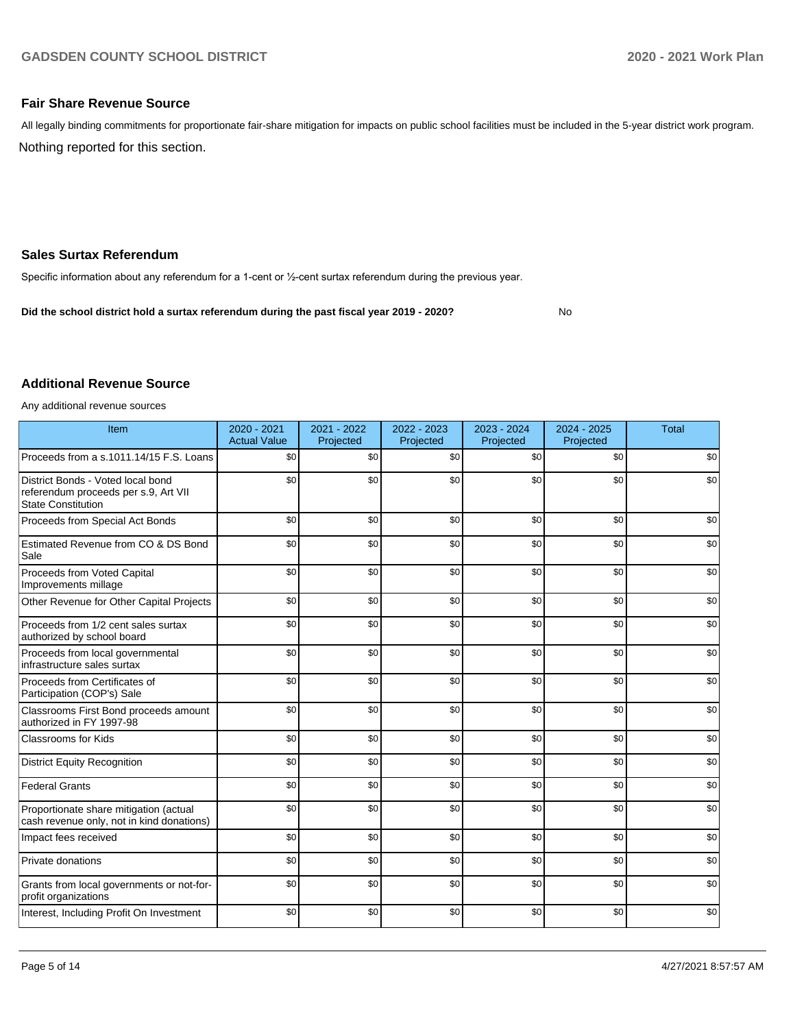## Fair Share Revenue Source

All legally binding commitments for proportionate fair-share mitigation for impacts on public school facilities must be included in the 5-year district work program.

Nothing reported for this section.

## Sales Surtax Referendum

Specific information about any referendum for a 1-cent or ½-cent surtax referendum during the previous year.

**Did the school district hold a surtax referendum during the past fiscal year 2019 - 2020?** No

## Additional Revenue Source

Any additional revenue sources

| Item | 2020 - 2021 Actual Value | 2021 - 2022 Projected | 2022 - 2023 Projected | 2023 - 2024 Projected | 2024 - 2025 Projected | Total |
|---|---|---|---|---|---|---|
| Proceeds from a s.1011.14/15 F.S. Loans | $0 | $0 | $0 | $0 | $0 | $0 |
| District Bonds - Voted local bond referendum proceeds per s.9, Art VII State Constitution | $0 | $0 | $0 | $0 | $0 | $0 |
| Proceeds from Special Act Bonds | $0 | $0 | $0 | $0 | $0 | $0 |
| Estimated Revenue from CO & DS Bond Sale | $0 | $0 | $0 | $0 | $0 | $0 |
| Proceeds from Voted Capital Improvements millage | $0 | $0 | $0 | $0 | $0 | $0 |
| Other Revenue for Other Capital Projects | $0 | $0 | $0 | $0 | $0 | $0 |
| Proceeds from 1/2 cent sales surtax authorized by school board | $0 | $0 | $0 | $0 | $0 | $0 |
| Proceeds from local governmental infrastructure sales surtax | $0 | $0 | $0 | $0 | $0 | $0 |
| Proceeds from Certificates of Participation (COP's) Sale | $0 | $0 | $0 | $0 | $0 | $0 |
| Classrooms First Bond proceeds amount authorized in FY 1997-98 | $0 | $0 | $0 | $0 | $0 | $0 |
| Classrooms for Kids | $0 | $0 | $0 | $0 | $0 | $0 |
| District Equity Recognition | $0 | $0 | $0 | $0 | $0 | $0 |
| Federal Grants | $0 | $0 | $0 | $0 | $0 | $0 |
| Proportionate share mitigation (actual cash revenue only, not in kind donations) | $0 | $0 | $0 | $0 | $0 | $0 |
| Impact fees received | $0 | $0 | $0 | $0 | $0 | $0 |
| Private donations | $0 | $0 | $0 | $0 | $0 | $0 |
| Grants from local governments or not-for-profit organizations | $0 | $0 | $0 | $0 | $0 | $0 |
| Interest, Including Profit On Investment | $0 | $0 | $0 | $0 | $0 | $0 |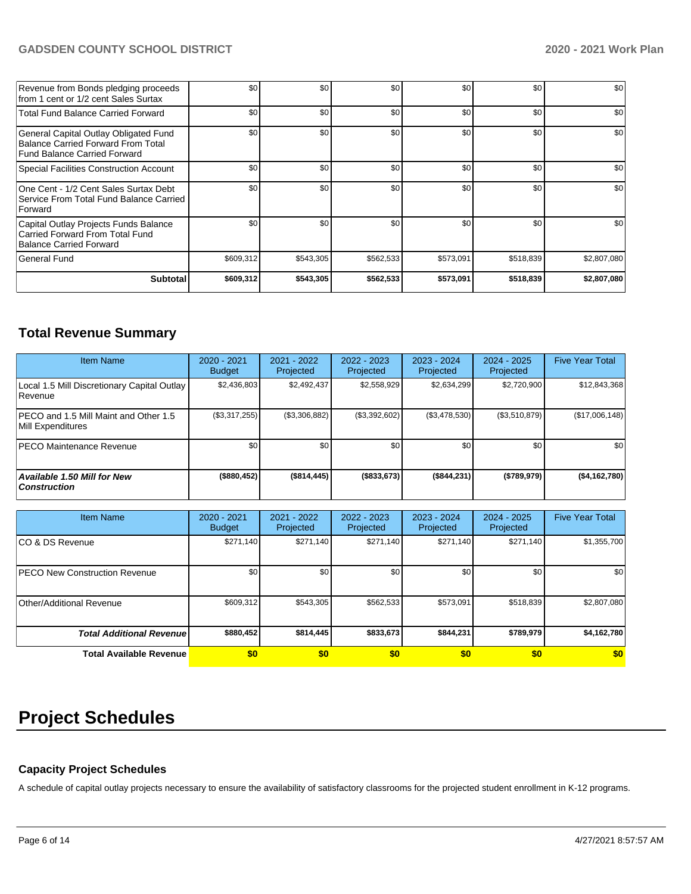| | | | | | | |
|---|---|---|---|---|---|---|
| Revenue from Bonds pledging proceeds from 1 cent or 1/2 cent Sales Surtax | $0 | $0 | $0 | $0 | $0 | $0 |
| Total Fund Balance Carried Forward | $0 | $0 | $0 | $0 | $0 | $0 |
| General Capital Outlay Obligated Fund Balance Carried Forward From Total Fund Balance Carried Forward | $0 | $0 | $0 | $0 | $0 | $0 |
| Special Facilities Construction Account | $0 | $0 | $0 | $0 | $0 | $0 |
| One Cent - 1/2 Cent Sales Surtax Debt Service From Total Fund Balance Carried Forward | $0 | $0 | $0 | $0 | $0 | $0 |
| Capital Outlay Projects Funds Balance Carried Forward From Total Fund Balance Carried Forward | $0 | $0 | $0 | $0 | $0 | $0 |
| General Fund | $609,312 | $543,305 | $562,533 | $573,091 | $518,839 | $2,807,080 |
| **Subtotal** | **$609,312** | **$543,305** | **$562,533** | **$573,091** | **$518,839** | **$2,807,080** |

## Total Revenue Summary

| Item Name | 2020 - 2021 Budget | 2021 - 2022 Projected | 2022 - 2023 Projected | 2023 - 2024 Projected | 2024 - 2025 Projected | Five Year Total |
|---|---|---|---|---|---|---|
| Local 1.5 Mill Discretionary Capital Outlay Revenue | $2,436,803 | $2,492,437 | $2,558,929 | $2,634,299 | $2,720,900 | $12,843,368 |
| PECO and 1.5 Mill Maint and Other 1.5 Mill Expenditures | ($3,317,255) | ($3,306,882) | ($3,392,602) | ($3,478,530) | ($3,510,879) | ($17,006,148) |
| PECO Maintenance Revenue | $0 | $0 | $0 | $0 | $0 | $0 |
| ***Available 1.50 Mill for New Construction*** | **($880,452)** | **($814,445)** | **($833,673)** | **($844,231)** | **($789,979)** | **($4,162,780)** |

| Item Name | 2020 - 2021 Budget | 2021 - 2022 Projected | 2022 - 2023 Projected | 2023 - 2024 Projected | 2024 - 2025 Projected | Five Year Total |
|---|---|---|---|---|---|---|
| CO & DS Revenue | $271,140 | $271,140 | $271,140 | $271,140 | $271,140 | $1,355,700 |
| PECO New Construction Revenue | $0 | $0 | $0 | $0 | $0 | $0 |
| Other/Additional Revenue | $609,312 | $543,305 | $562,533 | $573,091 | $518,839 | $2,807,080 |
| ***Total Additional Revenue*** | **$880,452** | **$814,445** | **$833,673** | **$844,231** | **$789,979** | **$4,162,780** |
| **Total Available Revenue** | **$0** | **$0** | **$0** | **$0** | **$0** | **$0** |

# Project Schedules

### Capacity Project Schedules

A schedule of capital outlay projects necessary to ensure the availability of satisfactory classrooms for the projected student enrollment in K-12 programs.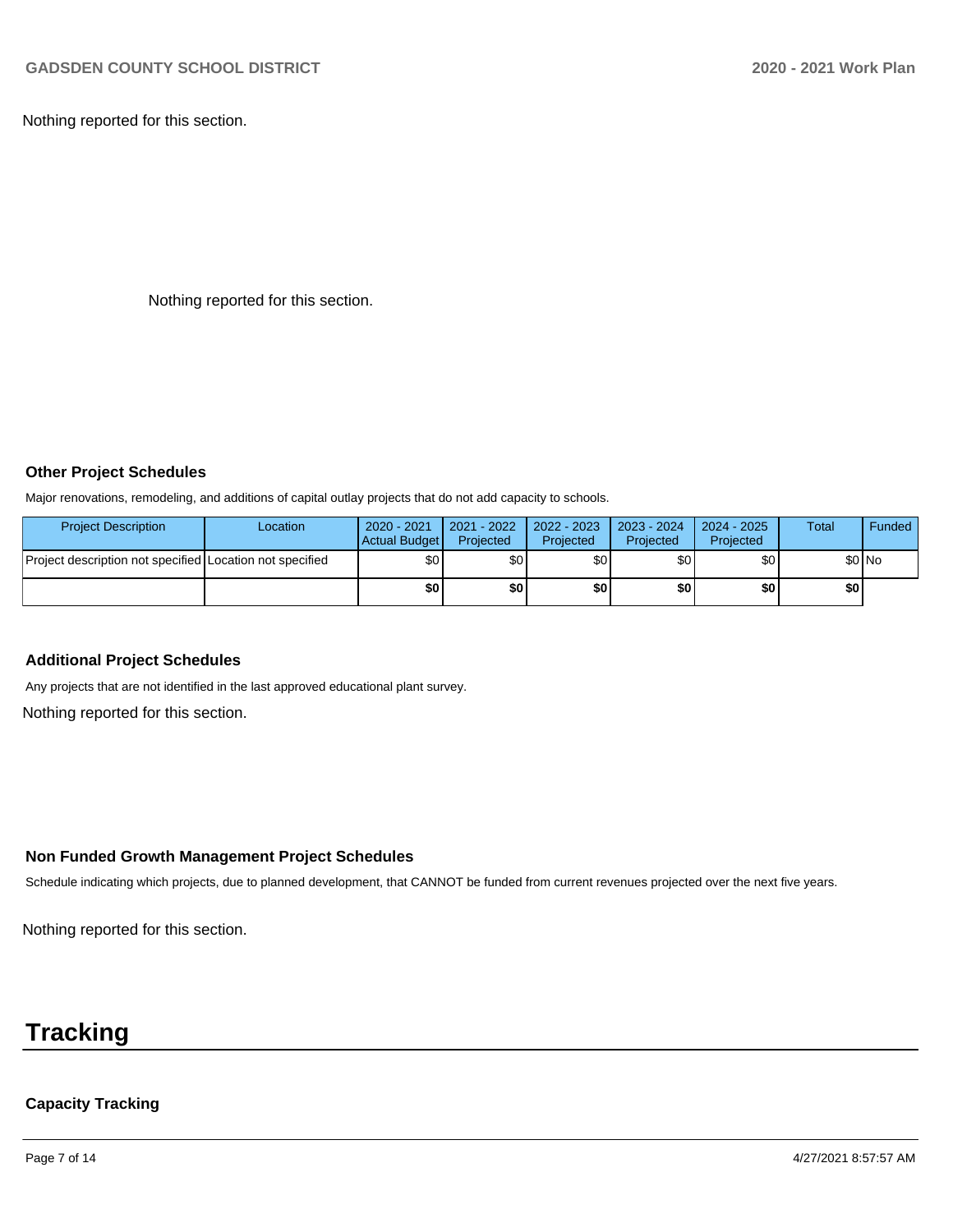Nothing reported for this section.

Nothing reported for this section.

### Other Project Schedules

Major renovations, remodeling, and additions of capital outlay projects that do not add capacity to schools.

| Project Description | Location | 2020 - 2021 Actual Budget | 2021 - 2022 Projected | 2022 - 2023 Projected | 2023 - 2024 Projected | 2024 - 2025 Projected | Total | Funded |
|---|---|---|---|---|---|---|---|---|
| Project description not specified | Location not specified | $0 | $0 | $0 | $0 | $0 | $0 | No |
| | | **$0** | **$0** | **$0** | **$0** | **$0** | **$0** | |

### Additional Project Schedules

Any projects that are not identified in the last approved educational plant survey.

Nothing reported for this section.

### Non Funded Growth Management Project Schedules

Schedule indicating which projects, due to planned development, that CANNOT be funded from current revenues projected over the next five years.

Nothing reported for this section.

# Tracking

### Capacity Tracking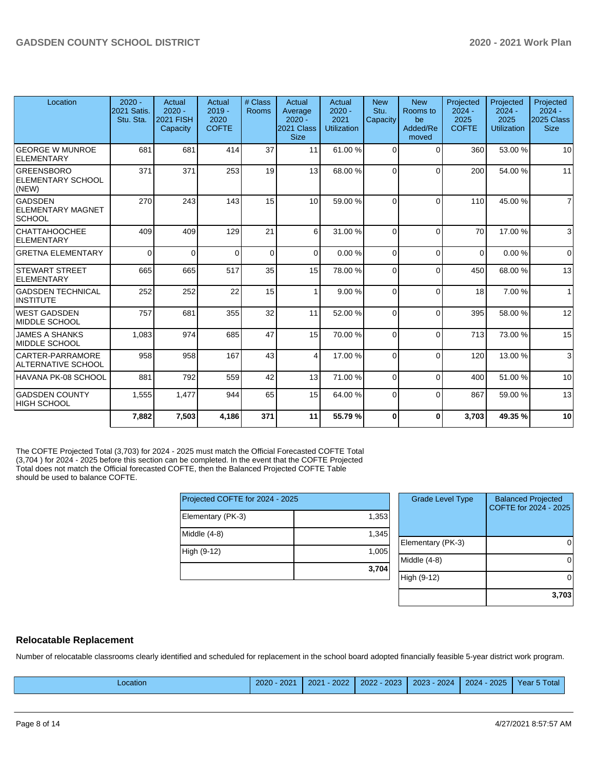| Location | 2020 - 2021 Satis. Stu. Sta. | Actual 2020 - 2021 FISH Capacity | Actual 2019 - 2020 COFTE | # Class Rooms | Actual Average 2020 - 2021 Class Size | Actual 2020 - 2021 Utilization | New Stu. Capacity | New Rooms to be Added/Removed | Projected 2024 - 2025 COFTE | Projected 2024 - 2025 Utilization | Projected 2024 - 2025 Class Size |
|---|---|---|---|---|---|---|---|---|---|---|---|
| GEORGE W MUNROE ELEMENTARY | 681 | 681 | 414 | 37 | 11 | 61.00 % | 0 | 0 | 360 | 53.00 % | 10 |
| GREENSBORO ELEMENTARY SCHOOL (NEW) | 371 | 371 | 253 | 19 | 13 | 68.00 % | 0 | 0 | 200 | 54.00 % | 11 |
| GADSDEN ELEMENTARY MAGNET SCHOOL | 270 | 243 | 143 | 15 | 10 | 59.00 % | 0 | 0 | 110 | 45.00 % | 7 |
| CHATTAHOOCHEE ELEMENTARY | 409 | 409 | 129 | 21 | 6 | 31.00 % | 0 | 0 | 70 | 17.00 % | 3 |
| GRETNA ELEMENTARY | 0 | 0 | 0 | 0 | 0 | 0.00 % | 0 | 0 | 0 | 0.00 % | 0 |
| STEWART STREET ELEMENTARY | 665 | 665 | 517 | 35 | 15 | 78.00 % | 0 | 0 | 450 | 68.00 % | 13 |
| GADSDEN TECHNICAL INSTITUTE | 252 | 252 | 22 | 15 | 1 | 9.00 % | 0 | 0 | 18 | 7.00 % | 1 |
| WEST GADSDEN MIDDLE SCHOOL | 757 | 681 | 355 | 32 | 11 | 52.00 % | 0 | 0 | 395 | 58.00 % | 12 |
| JAMES A SHANKS MIDDLE SCHOOL | 1,083 | 974 | 685 | 47 | 15 | 70.00 % | 0 | 0 | 713 | 73.00 % | 15 |
| CARTER-PARRAMORE ALTERNATIVE SCHOOL | 958 | 958 | 167 | 43 | 4 | 17.00 % | 0 | 0 | 120 | 13.00 % | 3 |
| HAVANA PK-08 SCHOOL | 881 | 792 | 559 | 42 | 13 | 71.00 % | 0 | 0 | 400 | 51.00 % | 10 |
| GADSDEN COUNTY HIGH SCHOOL | 1,555 | 1,477 | 944 | 65 | 15 | 64.00 % | 0 | 0 | 867 | 59.00 % | 13 |
| | **7,882** | **7,503** | **4,186** | **371** | **11** | **55.79 %** | **0** | **0** | **3,703** | **49.35 %** | **10** |

The COFTE Projected Total (3,703) for 2024 - 2025 must match the Official Forecasted COFTE Total (3,704 ) for 2024 - 2025 before this section can be completed. In the event that the COFTE Projected Total does not match the Official forecasted COFTE, then the Balanced Projected COFTE Table should be used to balance COFTE.

| Projected COFTE for 2024 - 2025 | |
|---|---|
| Elementary (PK-3) | 1,353 |
| Middle (4-8) | 1,345 |
| High (9-12) | 1,005 |
| | **3,704** |

| Grade Level Type | Balanced Projected COFTE for 2024 - 2025 |
|---|---|
| Elementary (PK-3) | 0 |
| Middle (4-8) | 0 |
| High (9-12) | 0 |
| | **3,703** |

## Relocatable Replacement

Number of relocatable classrooms clearly identified and scheduled for replacement in the school board adopted financially feasible 5-year district work program.

| Location | 2020 - 2021 | 2021 - 2022 | 2022 - 2023 | 2023 - 2024 | 2024 - 2025 | Year 5 Total |
|---|---|---|---|---|---|---|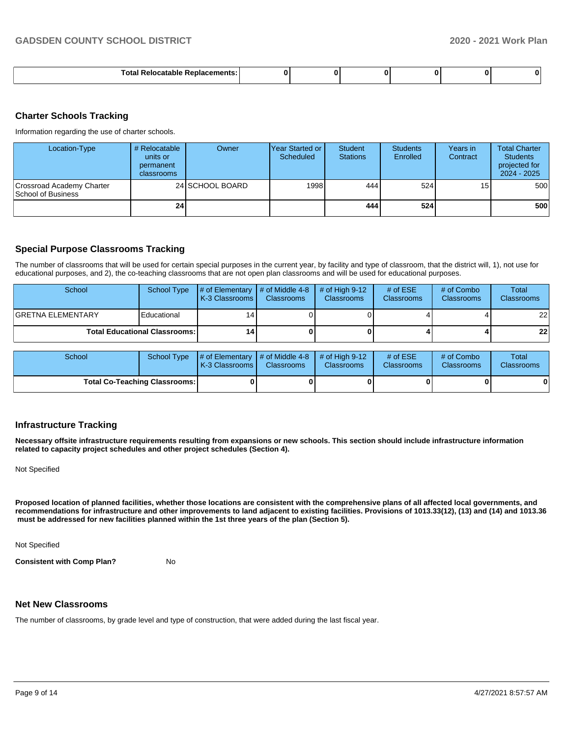| Total Relocatable Replacements: | 0 | 0 | 0 | 0 | 0 | 0 |
|---|---|---|---|---|---|---|

## Charter Schools Tracking

Information regarding the use of charter schools.

| Location-Type | # Relocatable units or permanent classrooms | Owner | Year Started or Scheduled | Student Stations | Students Enrolled | Years in Contract | Total Charter Students projected for 2024 - 2025 |
|---|---|---|---|---|---|---|---|
| Crossroad Academy Charter School of Business | 24 | SCHOOL BOARD | 1998 | 444 | 524 | 15 | 500 |
| | **24** | | | **444** | **524** | | **500** |

## Special Purpose Classrooms Tracking

The number of classrooms that will be used for certain special purposes in the current year, by facility and type of classroom, that the district will, 1), not use for educational purposes, and 2), the co-teaching classrooms that are not open plan classrooms and will be used for educational purposes.

| School | School Type | # of Elementary K-3 Classrooms | # of Middle 4-8 Classrooms | # of High 9-12 Classrooms | # of ESE Classrooms | # of Combo Classrooms | Total Classrooms |
|---|---|---|---|---|---|---|---|
| GRETNA ELEMENTARY | Educational | 14 | 0 | 0 | 4 | 4 | 22 |
| **Total Educational Classrooms:** | | **14** | **0** | **0** | **4** | **4** | **22** |

| School | School Type | # of Elementary K-3 Classrooms | # of Middle 4-8 Classrooms | # of High 9-12 Classrooms | # of ESE Classrooms | # of Combo Classrooms | Total Classrooms |
|---|---|---|---|---|---|---|---|
| **Total Co-Teaching Classrooms:** | | **0** | **0** | **0** | **0** | **0** | **0** |

## Infrastructure Tracking

**Necessary offsite infrastructure requirements resulting from expansions or new schools. This section should include infrastructure information related to capacity project schedules and other project schedules (Section 4).**

Not Specified

**Proposed location of planned facilities, whether those locations are consistent with the comprehensive plans of all affected local governments, and recommendations for infrastructure and other improvements to land adjacent to existing facilities. Provisions of 1013.33(12), (13) and (14) and 1013.36 must be addressed for new facilities planned within the 1st three years of the plan (Section 5).**

Not Specified

**Consistent with Comp Plan?** No

## Net New Classrooms

The number of classrooms, by grade level and type of construction, that were added during the last fiscal year.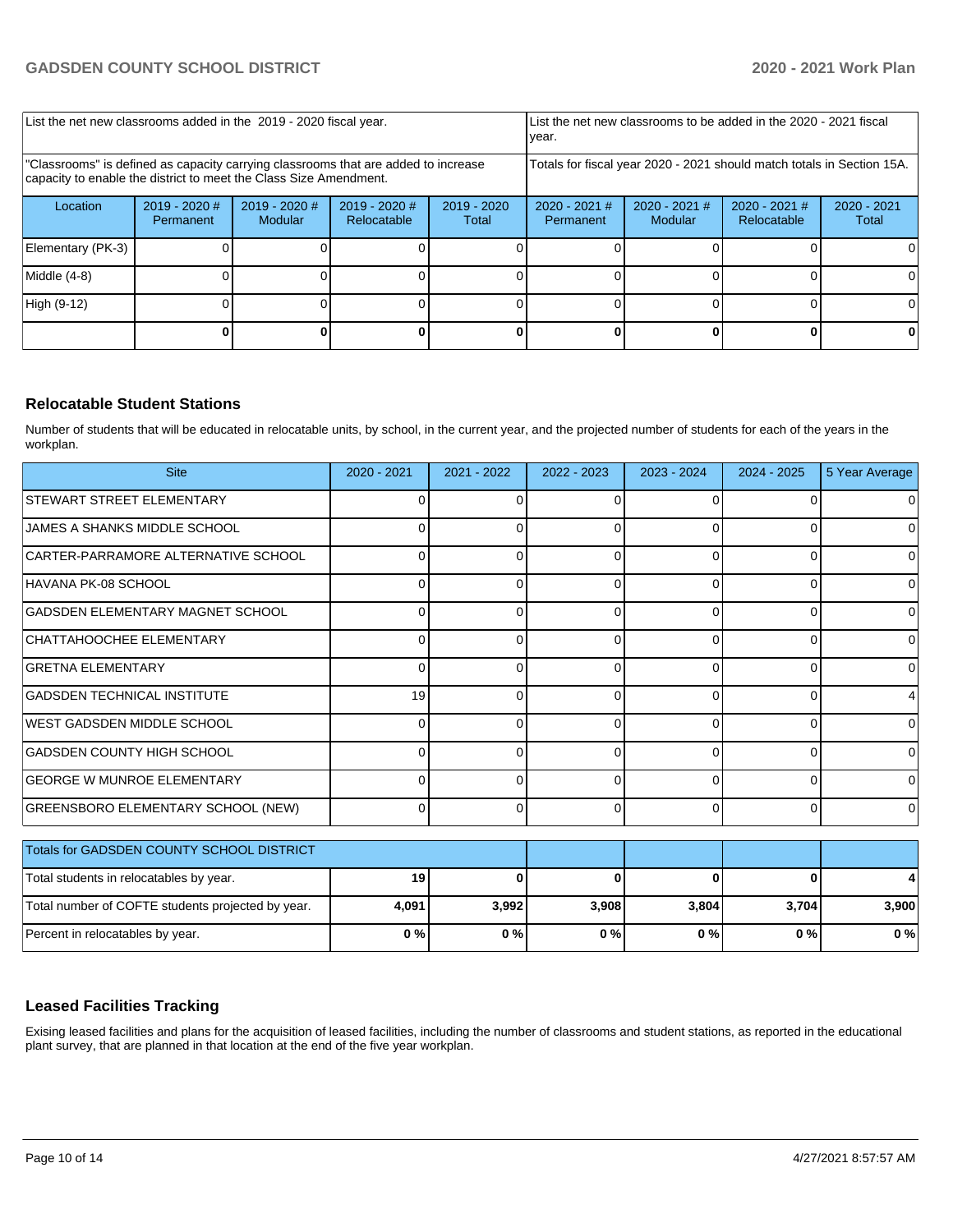| List the net new classrooms added in the 2019 - 2020 fiscal year. | | | | | List the net new classrooms to be added in the 2020 - 2021 fiscal year. | | | |
|---|---|---|---|---|---|---|---|---|
| "Classrooms" is defined as capacity carrying classrooms that are added to increase capacity to enable the district to meet the Class Size Amendment. | | | | | Totals for fiscal year 2020 - 2021 should match totals in Section 15A. | | | |
| Location | 2019 - 2020 # Permanent | 2019 - 2020 # Modular | 2019 - 2020 # Relocatable | 2019 - 2020 Total | 2020 - 2021 # Permanent | 2020 - 2021 # Modular | 2020 - 2021 # Relocatable | 2020 - 2021 Total |
| Elementary (PK-3) | 0 | 0 | 0 | 0 | 0 | 0 | 0 | 0 |
| Middle (4-8) | 0 | 0 | 0 | 0 | 0 | 0 | 0 | 0 |
| High (9-12) | 0 | 0 | 0 | 0 | 0 | 0 | 0 | 0 |
| | **0** | **0** | **0** | **0** | **0** | **0** | **0** | **0** |

## Relocatable Student Stations

Number of students that will be educated in relocatable units, by school, in the current year, and the projected number of students for each of the years in the workplan.

| Site | 2020 - 2021 | 2021 - 2022 | 2022 - 2023 | 2023 - 2024 | 2024 - 2025 | 5 Year Average |
|---|---|---|---|---|---|---|
| STEWART STREET ELEMENTARY | 0 | 0 | 0 | 0 | 0 | 0 |
| JAMES A SHANKS MIDDLE SCHOOL | 0 | 0 | 0 | 0 | 0 | 0 |
| CARTER-PARRAMORE ALTERNATIVE SCHOOL | 0 | 0 | 0 | 0 | 0 | 0 |
| HAVANA PK-08 SCHOOL | 0 | 0 | 0 | 0 | 0 | 0 |
| GADSDEN ELEMENTARY MAGNET SCHOOL | 0 | 0 | 0 | 0 | 0 | 0 |
| CHATTAHOOCHEE ELEMENTARY | 0 | 0 | 0 | 0 | 0 | 0 |
| GRETNA ELEMENTARY | 0 | 0 | 0 | 0 | 0 | 0 |
| GADSDEN TECHNICAL INSTITUTE | 19 | 0 | 0 | 0 | 0 | 4 |
| WEST GADSDEN MIDDLE SCHOOL | 0 | 0 | 0 | 0 | 0 | 0 |
| GADSDEN COUNTY HIGH SCHOOL | 0 | 0 | 0 | 0 | 0 | 0 |
| GEORGE W MUNROE ELEMENTARY | 0 | 0 | 0 | 0 | 0 | 0 |
| GREENSBORO ELEMENTARY SCHOOL (NEW) | 0 | 0 | 0 | 0 | 0 | 0 |

| Totals for GADSDEN COUNTY SCHOOL DISTRICT | | | | | | |
|---|---|---|---|---|---|---|
| Total students in relocatables by year. | **19** | **0** | **0** | **0** | **0** | **4** |
| Total number of COFTE students projected by year. | **4,091** | **3,992** | **3,908** | **3,804** | **3,704** | **3,900** |
| Percent in relocatables by year. | **0 %** | **0 %** | **0 %** | **0 %** | **0 %** | **0 %** |

## Leased Facilities Tracking

Exising leased facilities and plans for the acquisition of leased facilities, including the number of classrooms and student stations, as reported in the educational plant survey, that are planned in that location at the end of the five year workplan.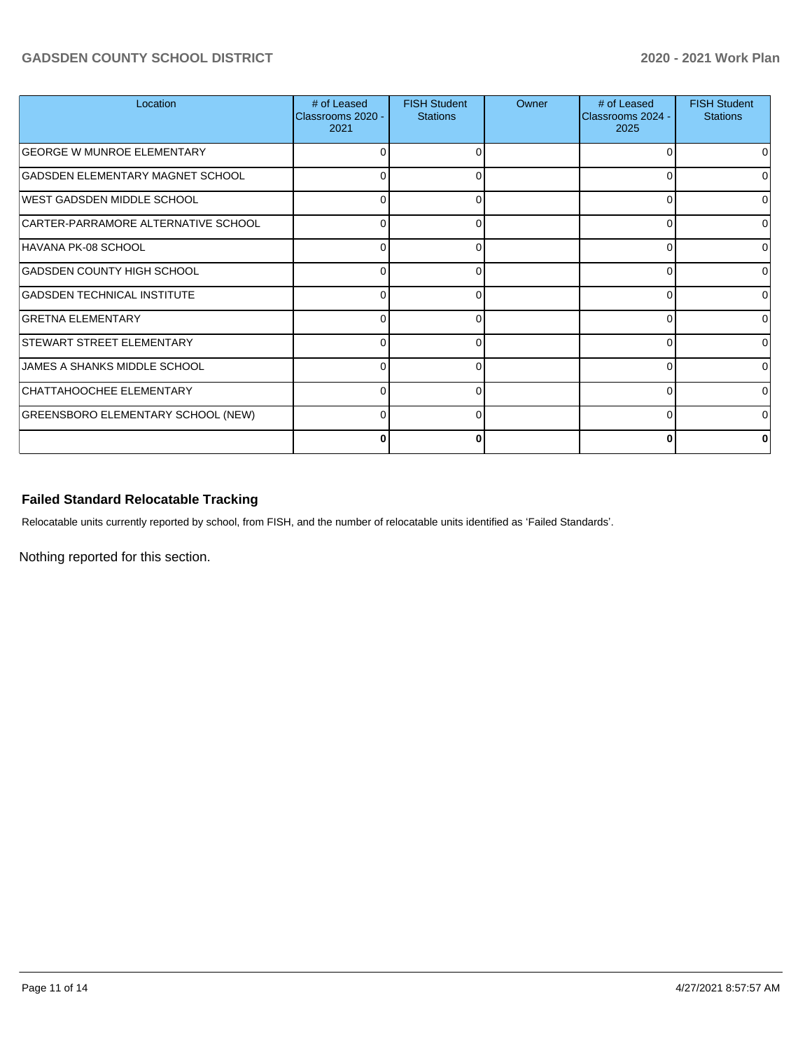| Location | # of Leased Classrooms 2020 - 2021 | FISH Student Stations | Owner | # of Leased Classrooms 2024 - 2025 | FISH Student Stations |
|---|---|---|---|---|---|
| GEORGE W MUNROE ELEMENTARY | 0 | 0 | | 0 | 0 |
| GADSDEN ELEMENTARY MAGNET SCHOOL | 0 | 0 | | 0 | 0 |
| WEST GADSDEN MIDDLE SCHOOL | 0 | 0 | | 0 | 0 |
| CARTER-PARRAMORE ALTERNATIVE SCHOOL | 0 | 0 | | 0 | 0 |
| HAVANA PK-08 SCHOOL | 0 | 0 | | 0 | 0 |
| GADSDEN COUNTY HIGH SCHOOL | 0 | 0 | | 0 | 0 |
| GADSDEN TECHNICAL INSTITUTE | 0 | 0 | | 0 | 0 |
| GRETNA ELEMENTARY | 0 | 0 | | 0 | 0 |
| STEWART STREET ELEMENTARY | 0 | 0 | | 0 | 0 |
| JAMES A SHANKS MIDDLE SCHOOL | 0 | 0 | | 0 | 0 |
| CHATTAHOOCHEE ELEMENTARY | 0 | 0 | | 0 | 0 |
| GREENSBORO ELEMENTARY SCHOOL (NEW) | 0 | 0 | | 0 | 0 |
| | **0** | **0** | | **0** | **0** |

### Failed Standard Relocatable Tracking

Relocatable units currently reported by school, from FISH, and the number of relocatable units identified as 'Failed Standards'.

Nothing reported for this section.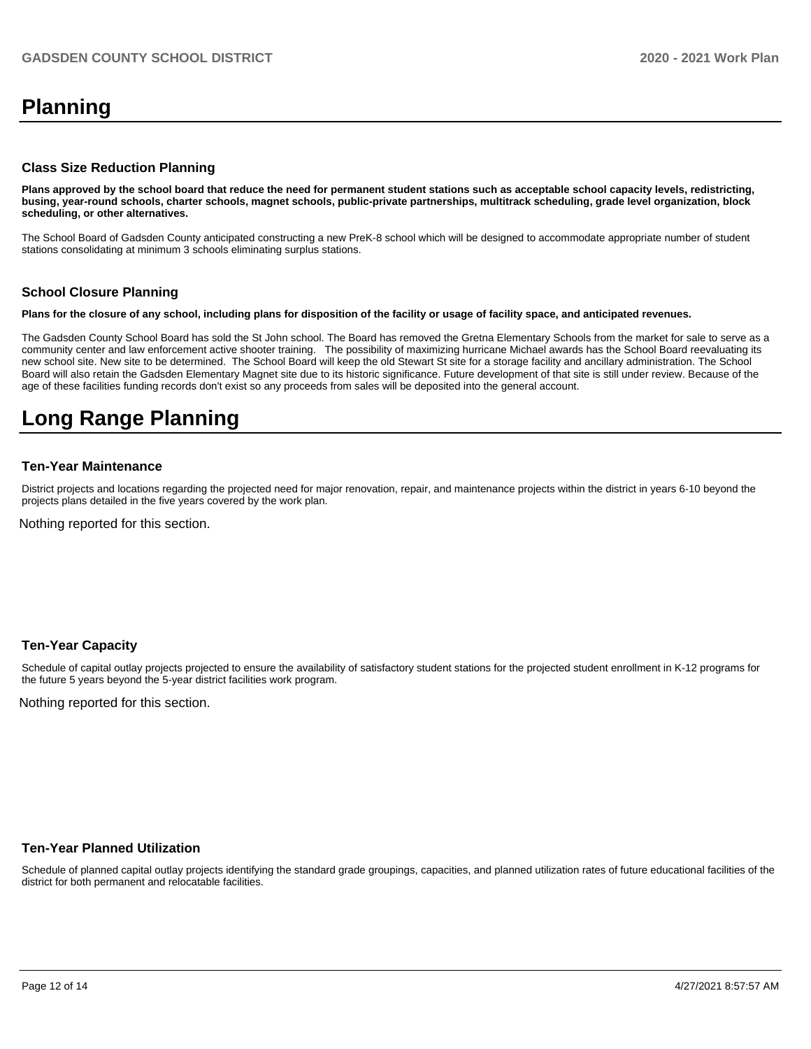# Planning

### Class Size Reduction Planning

**Plans approved by the school board that reduce the need for permanent student stations such as acceptable school capacity levels, redistricting, busing, year-round schools, charter schools, magnet schools, public-private partnerships, multitrack scheduling, grade level organization, block scheduling, or other alternatives.**

The School Board of Gadsden County anticipated constructing a new PreK-8 school which will be designed to accommodate appropriate number of student stations consolidating at minimum 3 schools eliminating surplus stations.

### School Closure Planning

**Plans for the closure of any school, including plans for disposition of the facility or usage of facility space, and anticipated revenues.**

The Gadsden County School Board has sold the St John school. The Board has removed the Gretna Elementary Schools from the market for sale to serve as a community center and law enforcement active shooter training. The possibility of maximizing hurricane Michael awards has the School Board reevaluating its new school site. New site to be determined. The School Board will keep the old Stewart St site for a storage facility and ancillary administration. The School Board will also retain the Gadsden Elementary Magnet site due to its historic significance. Future development of that site is still under review. Because of the age of these facilities funding records don't exist so any proceeds from sales will be deposited into the general account.

# Long Range Planning

### Ten-Year Maintenance

District projects and locations regarding the projected need for major renovation, repair, and maintenance projects within the district in years 6-10 beyond the projects plans detailed in the five years covered by the work plan.

Nothing reported for this section.

### Ten-Year Capacity

Schedule of capital outlay projects projected to ensure the availability of satisfactory student stations for the projected student enrollment in K-12 programs for the future 5 years beyond the 5-year district facilities work program.

Nothing reported for this section.

### Ten-Year Planned Utilization

Schedule of planned capital outlay projects identifying the standard grade groupings, capacities, and planned utilization rates of future educational facilities of the district for both permanent and relocatable facilities.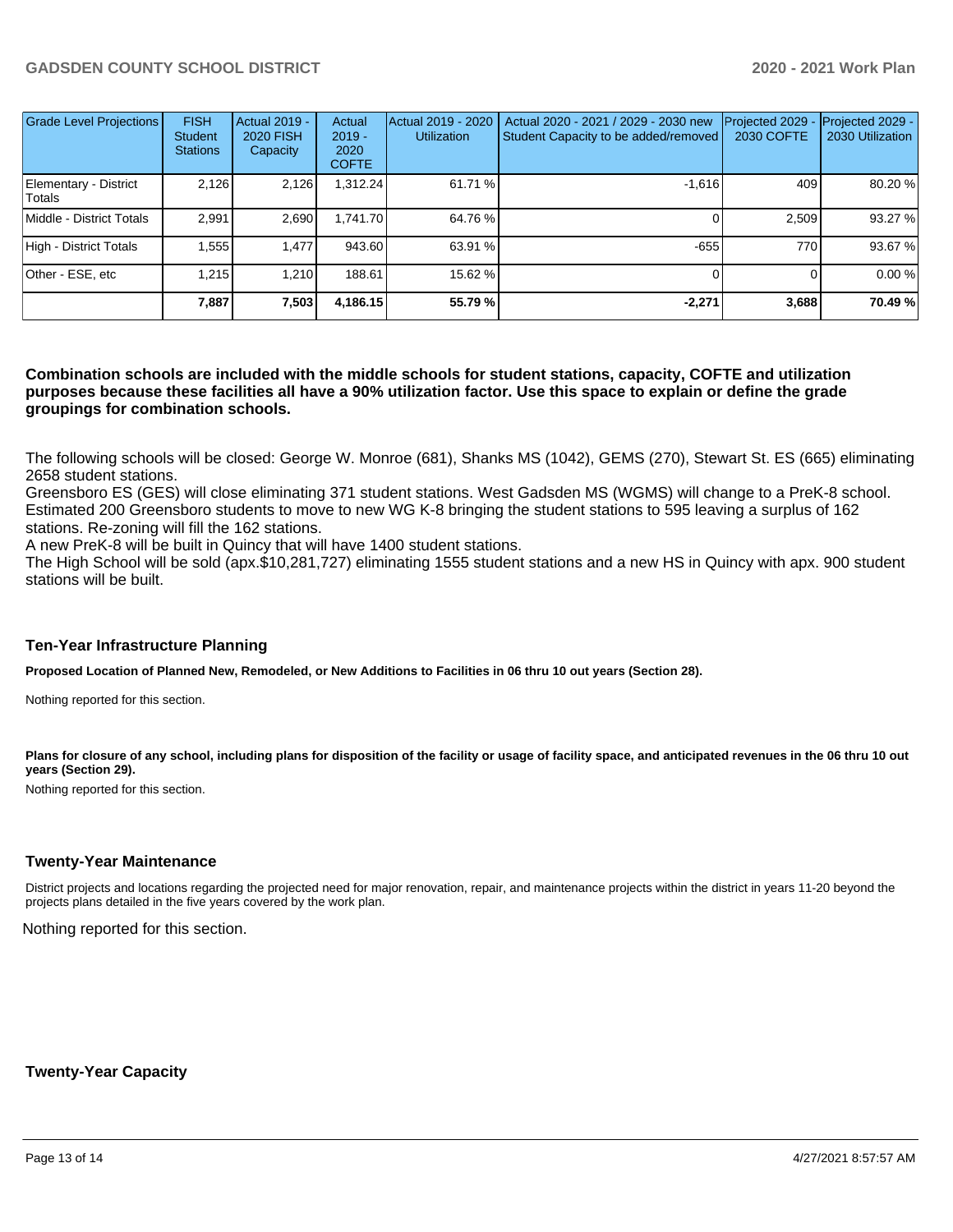| Grade Level Projections | FISH Student Stations | Actual 2019 - 2020 FISH Capacity | Actual 2019 - 2020 COFTE | Actual 2019 - 2020 Utilization | Actual 2020 - 2021 / 2029 - 2030 new Student Capacity to be added/removed | Projected 2029 - 2030 COFTE | Projected 2029 - 2030 Utilization |
|---|---|---|---|---|---|---|---|
| Elementary - District Totals | 2,126 | 2,126 | 1,312.24 | 61.71 % | -1,616 | 409 | 80.20 % |
| Middle - District Totals | 2,991 | 2,690 | 1,741.70 | 64.76 % | 0 | 2,509 | 93.27 % |
| High - District Totals | 1,555 | 1,477 | 943.60 | 63.91 % | -655 | 770 | 93.67 % |
| Other - ESE, etc | 1,215 | 1,210 | 188.61 | 15.62 % | 0 | 0 | 0.00 % |
| | **7,887** | **7,503** | **4,186.15** | **55.79 %** | **-2,271** | **3,688** | **70.49 %** |

**Combination schools are included with the middle schools for student stations, capacity, COFTE and utilization purposes because these facilities all have a 90% utilization factor. Use this space to explain or define the grade groupings for combination schools.**

The following schools will be closed: George W. Monroe (681), Shanks MS (1042), GEMS (270), Stewart St. ES (665) eliminating 2658 student stations.
Greensboro ES (GES) will close eliminating 371 student stations. West Gadsden MS (WGMS) will change to a PreK-8 school. Estimated 200 Greensboro students to move to new WG K-8 bringing the student stations to 595 leaving a surplus of 162 stations. Re-zoning will fill the 162 stations.
A new PreK-8 will be built in Quincy that will have 1400 student stations.
The High School will be sold (apx.$10,281,727) eliminating 1555 student stations and a new HS in Quincy with apx. 900 student stations will be built.

## Ten-Year Infrastructure Planning

**Proposed Location of Planned New, Remodeled, or New Additions to Facilities in 06 thru 10 out years (Section 28).**

Nothing reported for this section.

**Plans for closure of any school, including plans for disposition of the facility or usage of facility space, and anticipated revenues in the 06 thru 10 out years (Section 29).**

Nothing reported for this section.

## Twenty-Year Maintenance

District projects and locations regarding the projected need for major renovation, repair, and maintenance projects within the district in years 11-20 beyond the projects plans detailed in the five years covered by the work plan.

Nothing reported for this section.

## Twenty-Year Capacity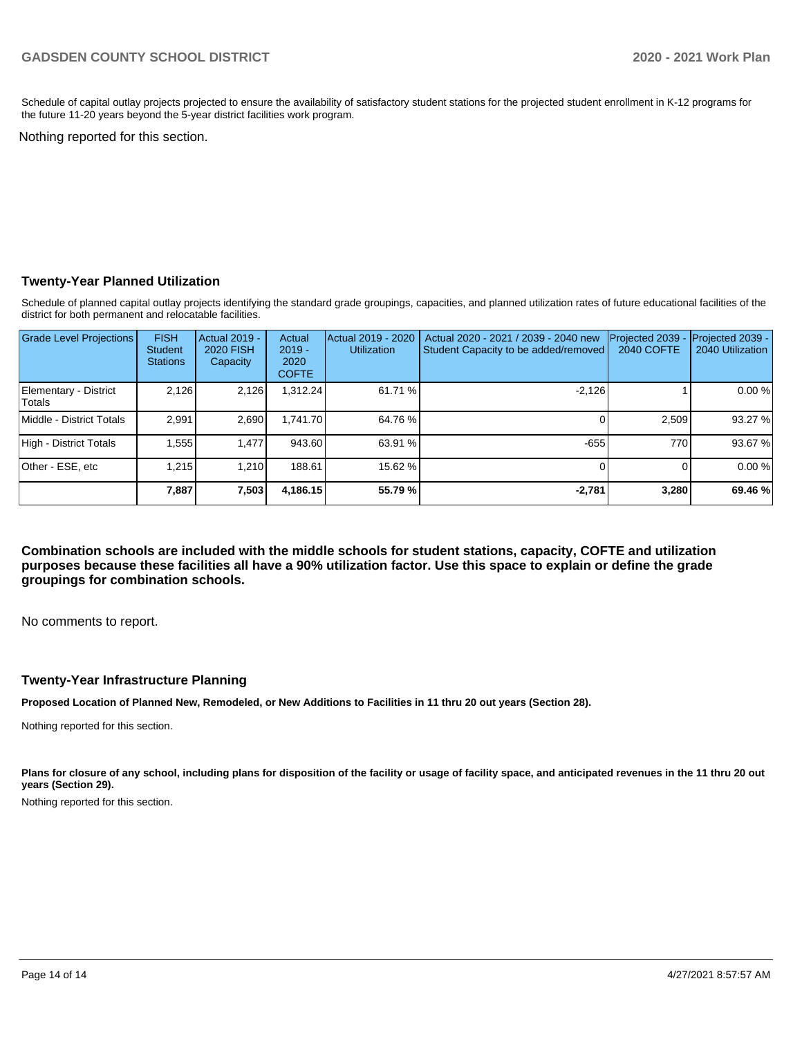Schedule of capital outlay projects projected to ensure the availability of satisfactory student stations for the projected student enrollment in K-12 programs for the future 11-20 years beyond the 5-year district facilities work program.

Nothing reported for this section.

### Twenty-Year Planned Utilization

Schedule of planned capital outlay projects identifying the standard grade groupings, capacities, and planned utilization rates of future educational facilities of the district for both permanent and relocatable facilities.

| Grade Level Projections | FISH Student Stations | Actual 2019 - 2020 FISH Capacity | Actual 2019 - 2020 COFTE | Actual 2019 - 2020 Utilization | Actual 2020 - 2021 / 2039 - 2040 new Student Capacity to be added/removed | Projected 2039 - 2040 COFTE | Projected 2039 - 2040 Utilization |
|---|---|---|---|---|---|---|---|
| Elementary - District Totals | 2,126 | 2,126 | 1,312.24 | 61.71 % | -2,126 | 1 | 0.00 % |
| Middle - District Totals | 2,991 | 2,690 | 1,741.70 | 64.76 % | 0 | 2,509 | 93.27 % |
| High - District Totals | 1,555 | 1,477 | 943.60 | 63.91 % | -655 | 770 | 93.67 % |
| Other - ESE, etc | 1,215 | 1,210 | 188.61 | 15.62 % | 0 | 0 | 0.00 % |
| | **7,887** | **7,503** | **4,186.15** | **55.79 %** | **-2,781** | **3,280** | **69.46 %** |

**Combination schools are included with the middle schools for student stations, capacity, COFTE and utilization purposes because these facilities all have a 90% utilization factor. Use this space to explain or define the grade groupings for combination schools.**

No comments to report.

### Twenty-Year Infrastructure Planning

**Proposed Location of Planned New, Remodeled, or New Additions to Facilities in 11 thru 20 out years (Section 28).**

Nothing reported for this section.

**Plans for closure of any school, including plans for disposition of the facility or usage of facility space, and anticipated revenues in the 11 thru 20 out years (Section 29).**

Nothing reported for this section.